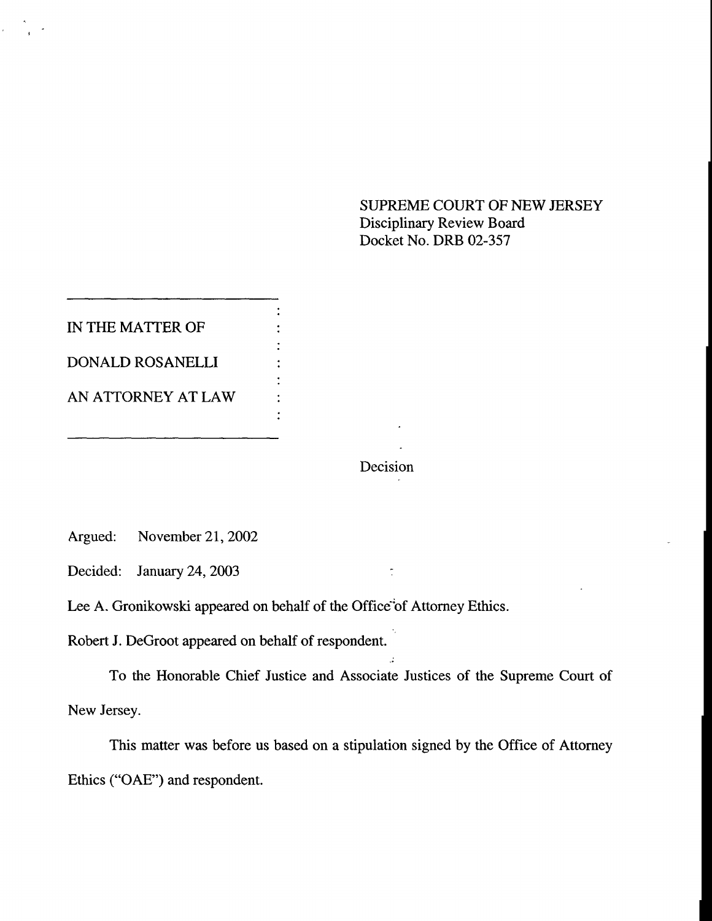SUPREME COURT OF NEW JERSEY
Disciplinary Review Board
Docket No. DRB 02-357

IN THE MATTER OF

DONALD ROSANELLI

AN ATTORNEY AT LAW

Decision

Argued: November 21, 2002

Decided: January 24, 2003

Lee A. Gronikowski appeared on behalf of the Office of Attorney Ethics.

Robert J. DeGroot appeared on behalf of respondent.

To the Honorable Chief Justice and Associate Justices of the Supreme Court of New Jersey.

This matter was before us based on a stipulation signed by the Office of Attorney Ethics ("OAE") and respondent.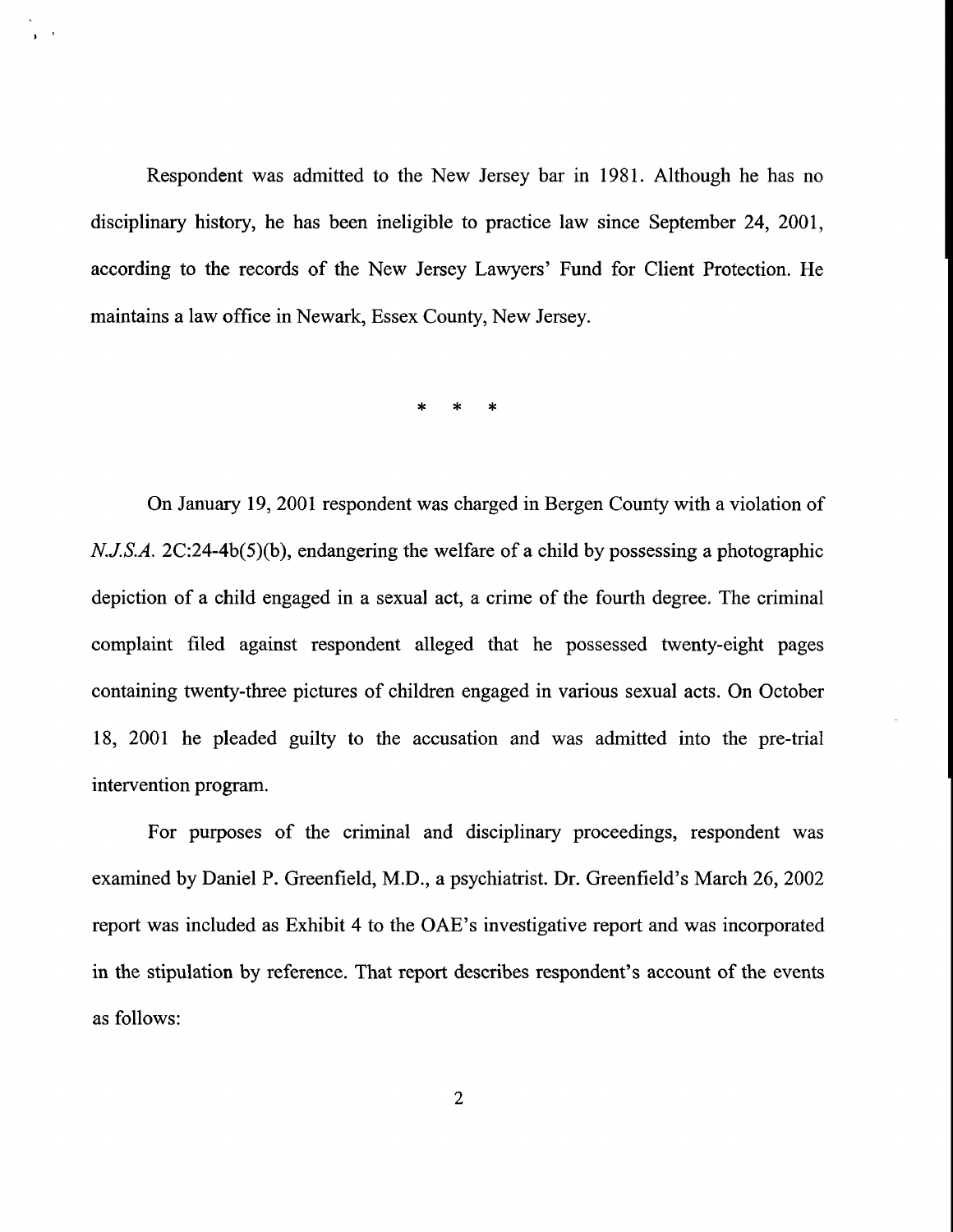Respondent was admitted to the New Jersey bar in 1981. Although he has no disciplinary history, he has been ineligible to practice law since September 24, 2001, according to the records of the New Jersey Lawyers' Fund for Client Protection. He maintains a law office in Newark, Essex County, New Jersey.

\* \* \*

On January 19, 2001 respondent was charged in Bergen County with a violation of *N.J.S.A.* 2C:24-4b(5)(b), endangering the welfare of a child by possessing a photographic depiction of a child engaged in a sexual act, a crime of the fourth degree. The criminal complaint filed against respondent alleged that he possessed twenty-eight pages containing twenty-three pictures of children engaged in various sexual acts. On October 18, 2001 he pleaded guilty to the accusation and was admitted into the pre-trial intervention program.

For purposes of the criminal and disciplinary proceedings, respondent was examined by Daniel P. Greenfield, M.D., a psychiatrist. Dr. Greenfield's March 26, 2002 report was included as Exhibit 4 to the OAE's investigative report and was incorporated in the stipulation by reference. That report describes respondent's account of the events as follows: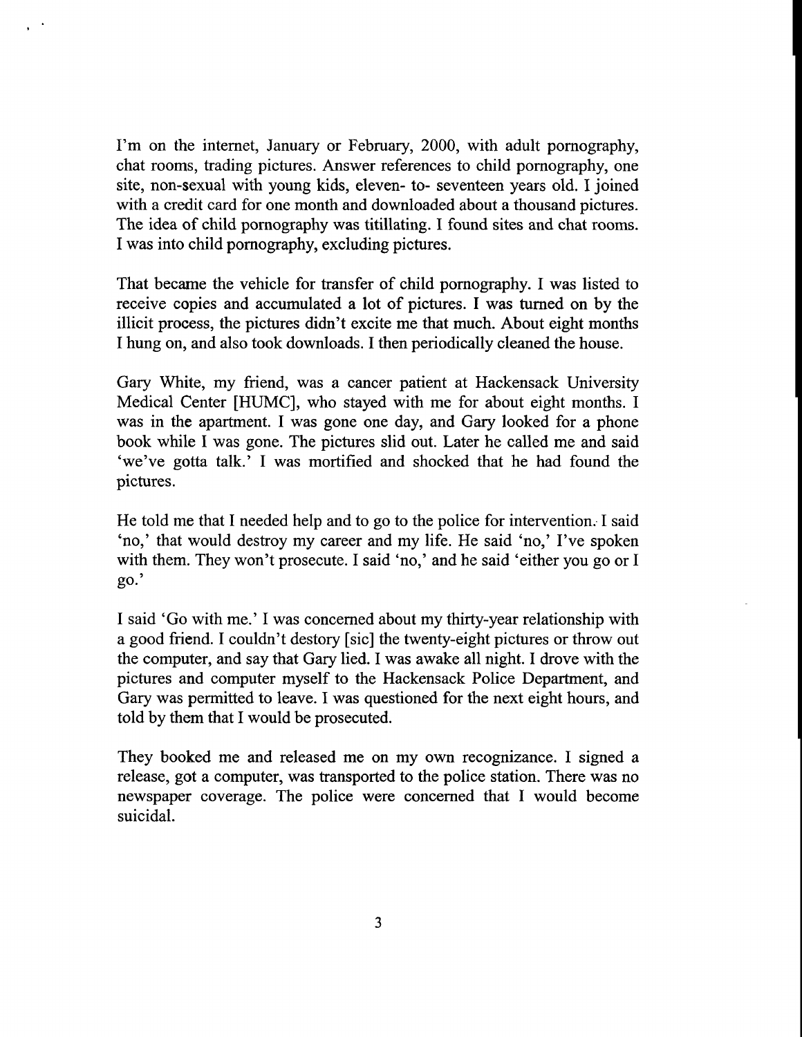I'm on the internet, January or February, 2000, with adult pornography, chat rooms, trading pictures. Answer references to child pornography, one site, non-sexual with young kids, eleven- to- seventeen years old. I joined with a credit card for one month and downloaded about a thousand pictures. The idea of child pornography was titillating. I found sites and chat rooms. I was into child pornography, excluding pictures.

That became the vehicle for transfer of child pornography. I was listed to receive copies and accumulated a lot of pictures. I was turned on by the illicit process, the pictures didn't excite me that much. About eight months I hung on, and also took downloads. I then periodically cleaned the house.

Gary White, my friend, was a cancer patient at Hackensack University Medical Center [HUMC], who stayed with me for about eight months. I was in the apartment. I was gone one day, and Gary looked for a phone book while I was gone. The pictures slid out. Later he called me and said 'we've gotta talk.' I was mortified and shocked that he had found the pictures.

He told me that I needed help and to go to the police for intervention. I said 'no,' that would destroy my career and my life. He said 'no,' I've spoken with them. They won't prosecute. I said 'no,' and he said 'either you go or I go.'

I said 'Go with me.' I was concerned about my thirty-year relationship with a good friend. I couldn't destory [sic] the twenty-eight pictures or throw out the computer, and say that Gary lied. I was awake all night. I drove with the pictures and computer myself to the Hackensack Police Department, and Gary was permitted to leave. I was questioned for the next eight hours, and told by them that I would be prosecuted.

They booked me and released me on my own recognizance. I signed a release, got a computer, was transported to the police station. There was no newspaper coverage. The police were concerned that I would become suicidal.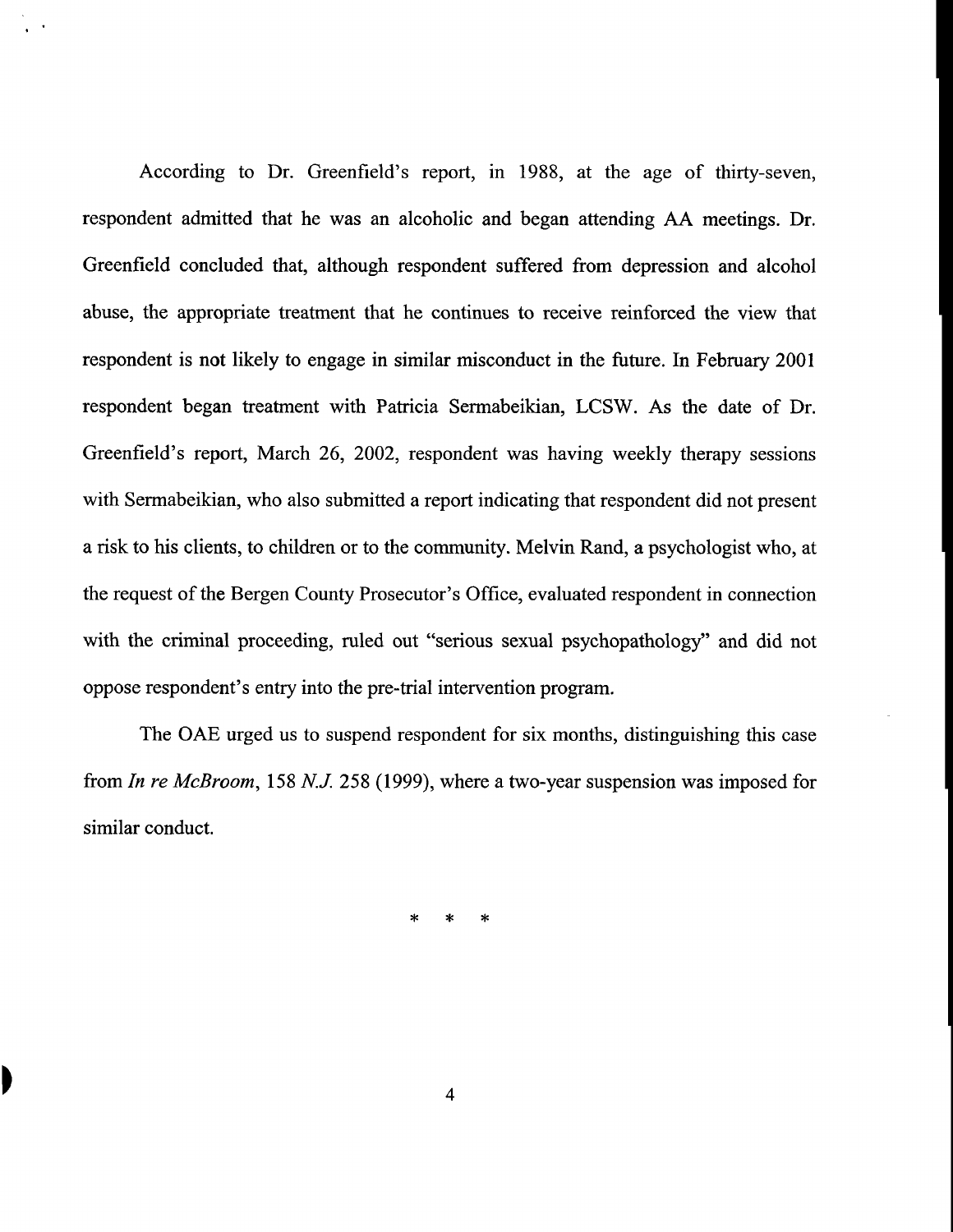According to Dr. Greenfield's report, in 1988, at the age of thirty-seven, respondent admitted that he was an alcoholic and began attending AA meetings. Dr. Greenfield concluded that, although respondent suffered from depression and alcohol abuse, the appropriate treatment that he continues to receive reinforced the view that respondent is not likely to engage in similar misconduct in the future. In February 2001 respondent began treatment with Patricia Sermabeikian, LCSW. As the date of Dr. Greenfield's report, March 26, 2002, respondent was having weekly therapy sessions with Sermabeikian, who also submitted a report indicating that respondent did not present a risk to his clients, to children or to the community. Melvin Rand, a psychologist who, at the request of the Bergen County Prosecutor's Office, evaluated respondent in connection with the criminal proceeding, ruled out "serious sexual psychopathology" and did not oppose respondent's entry into the pre-trial intervention program.

The OAE urged us to suspend respondent for six months, distinguishing this case from *In re McBroom*, 158 *N.J.* 258 (1999), where a two-year suspension was imposed for similar conduct.

\* \* \*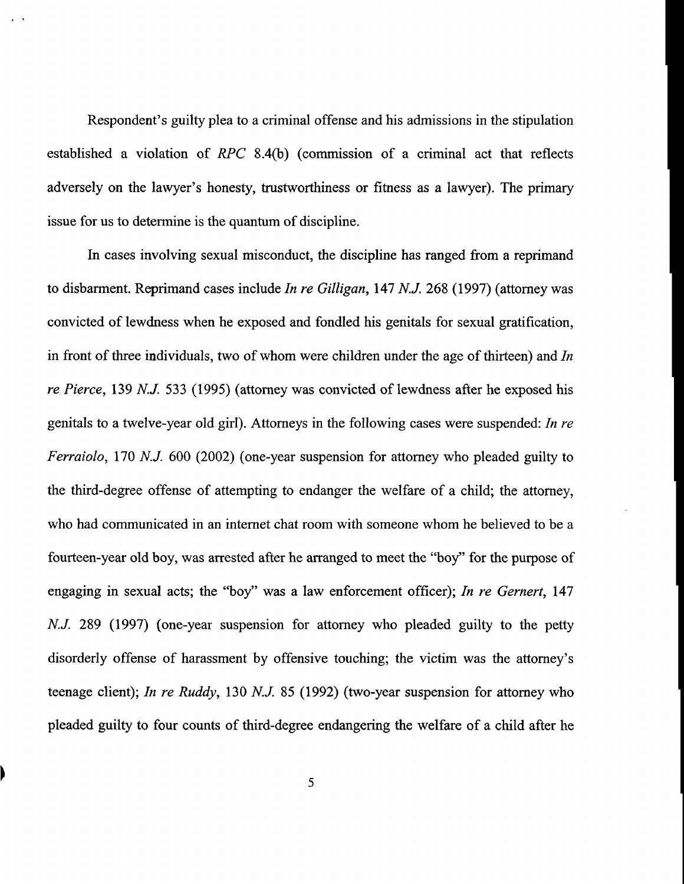Respondent's guilty plea to a criminal offense and his admissions in the stipulation established a violation of *RPC* 8.4(b) (commission of a criminal act that reflects adversely on the lawyer's honesty, trustworthiness or fitness as a lawyer). The primary issue for us to determine is the quantum of discipline.

In cases involving sexual misconduct, the discipline has ranged from a reprimand to disbarment. Reprimand cases include *In re Gilligan*, 147 *N.J.* 268 (1997) (attorney was convicted of lewdness when he exposed and fondled his genitals for sexual gratification, in front of three individuals, two of whom were children under the age of thirteen) and *In re Pierce*, 139 *N.J.* 533 (1995) (attorney was convicted of lewdness after he exposed his genitals to a twelve-year old girl). Attorneys in the following cases were suspended: *In re Ferraiolo*, 170 *N.J.* 600 (2002) (one-year suspension for attorney who pleaded guilty to the third-degree offense of attempting to endanger the welfare of a child; the attorney, who had communicated in an internet chat room with someone whom he believed to be a fourteen-year old boy, was arrested after he arranged to meet the "boy" for the purpose of engaging in sexual acts; the "boy" was a law enforcement officer); *In re Gernert*, 147 *N.J.* 289 (1997) (one-year suspension for attorney who pleaded guilty to the petty disorderly offense of harassment by offensive touching; the victim was the attorney's teenage client); *In re Ruddy*, 130 *N.J.* 85 (1992) (two-year suspension for attorney who pleaded guilty to four counts of third-degree endangering the welfare of a child after he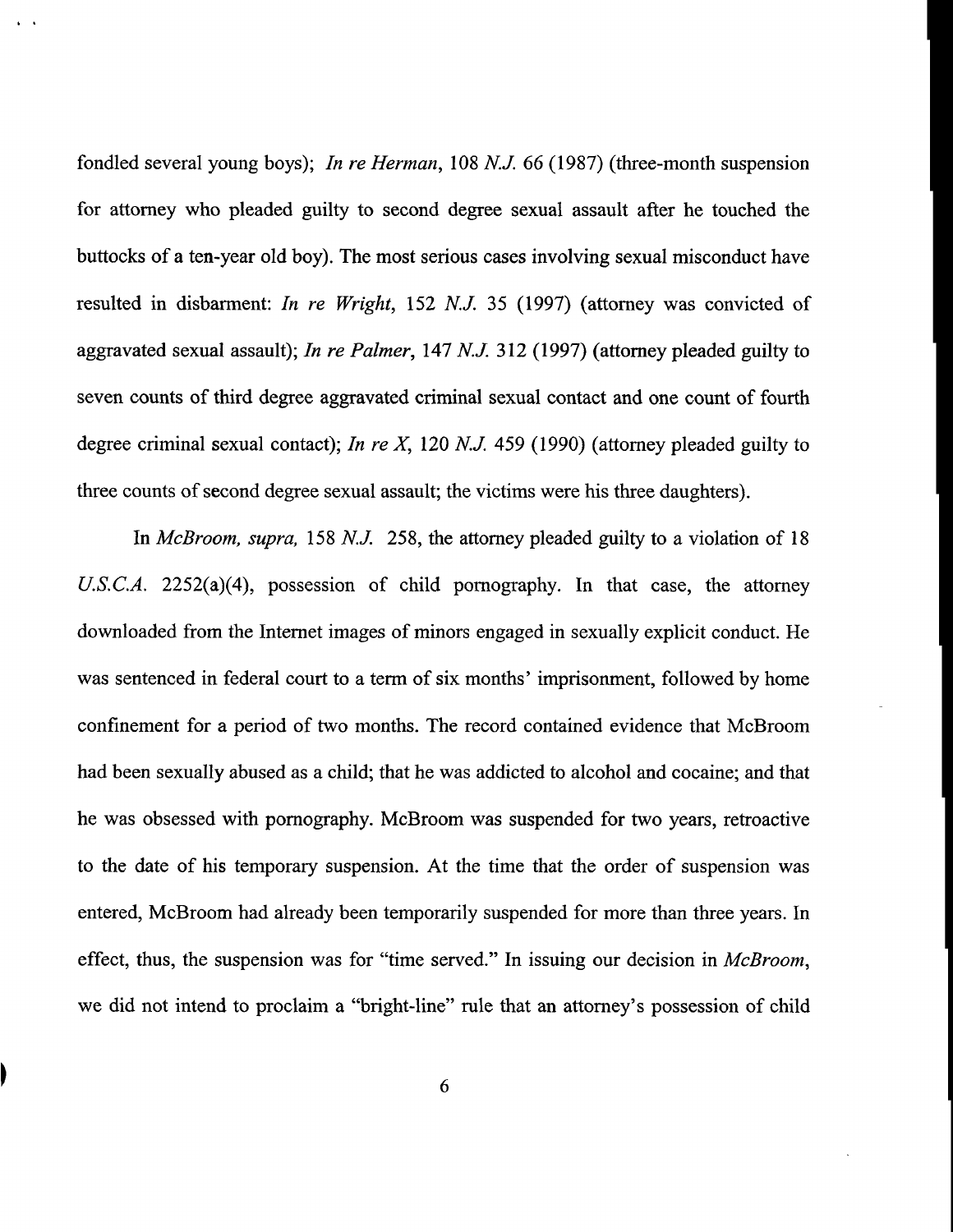fondled several young boys); *In re Herman*, 108 *N.J.* 66 (1987) (three-month suspension for attorney who pleaded guilty to second degree sexual assault after he touched the buttocks of a ten-year old boy). The most serious cases involving sexual misconduct have resulted in disbarment: *In re Wright*, 152 *N.J.* 35 (1997) (attorney was convicted of aggravated sexual assault); *In re Palmer*, 147 *N.J.* 312 (1997) (attorney pleaded guilty to seven counts of third degree aggravated criminal sexual contact and one count of fourth degree criminal sexual contact); *In re X*, 120 *N.J.* 459 (1990) (attorney pleaded guilty to three counts of second degree sexual assault; the victims were his three daughters).

In *McBroom, supra,* 158 *N.J.* 258, the attorney pleaded guilty to a violation of 18 *U.S.C.A.* 2252(a)(4), possession of child pornography. In that case, the attorney downloaded from the Internet images of minors engaged in sexually explicit conduct. He was sentenced in federal court to a term of six months' imprisonment, followed by home confinement for a period of two months. The record contained evidence that McBroom had been sexually abused as a child; that he was addicted to alcohol and cocaine; and that he was obsessed with pornography. McBroom was suspended for two years, retroactive to the date of his temporary suspension. At the time that the order of suspension was entered, McBroom had already been temporarily suspended for more than three years. In effect, thus, the suspension was for "time served." In issuing our decision in *McBroom*, we did not intend to proclaim a "bright-line" rule that an attorney's possession of child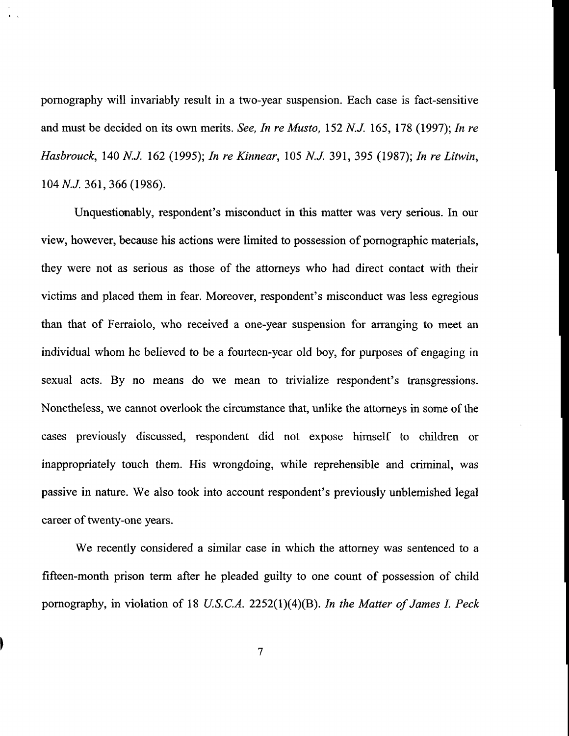pornography will invariably result in a two-year suspension. Each case is fact-sensitive and must be decided on its own merits. *See, In re Musto,* 152 *N.J.* 165, 178 (1997); *In re Hasbrouck*, 140 *N.J.* 162 (1995); *In re Kinnear*, 105 *N.J.* 391, 395 (1987); *In re Litwin*, 104 *N.J.* 361, 366 (1986).

Unquestionably, respondent's misconduct in this matter was very serious. In our view, however, because his actions were limited to possession of pornographic materials, they were not as serious as those of the attorneys who had direct contact with their victims and placed them in fear. Moreover, respondent's misconduct was less egregious than that of Ferraiolo, who received a one-year suspension for arranging to meet an individual whom he believed to be a fourteen-year old boy, for purposes of engaging in sexual acts. By no means do we mean to trivialize respondent's transgressions. Nonetheless, we cannot overlook the circumstance that, unlike the attorneys in some of the cases previously discussed, respondent did not expose himself to children or inappropriately touch them. His wrongdoing, while reprehensible and criminal, was passive in nature. We also took into account respondent's previously unblemished legal career of twenty-one years.

We recently considered a similar case in which the attorney was sentenced to a fifteen-month prison term after he pleaded guilty to one count of possession of child pornography, in violation of 18 *U.S.C.A.* 2252(1)(4)(B). *In the Matter of James I. Peck*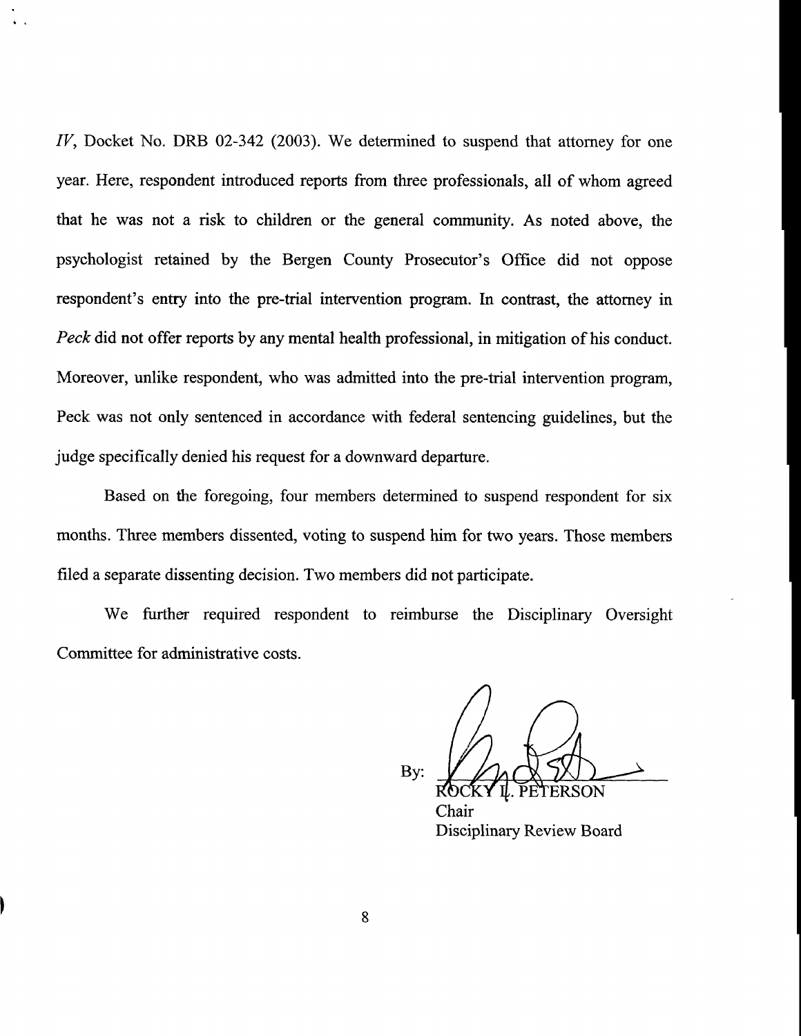*IV*, Docket No. DRB 02-342 (2003). We determined to suspend that attorney for one year. Here, respondent introduced reports from three professionals, all of whom agreed that he was not a risk to children or the general community. As noted above, the psychologist retained by the Bergen County Prosecutor's Office did not oppose respondent's entry into the pre-trial intervention program. In contrast, the attorney in *Peck* did not offer reports by any mental health professional, in mitigation of his conduct. Moreover, unlike respondent, who was admitted into the pre-trial intervention program, Peck was not only sentenced in accordance with federal sentencing guidelines, but the judge specifically denied his request for a downward departure.

Based on the foregoing, four members determined to suspend respondent for six months. Three members dissented, voting to suspend him for two years. Those members filed a separate dissenting decision. Two members did not participate.

We further required respondent to reimburse the Disciplinary Oversight Committee for administrative costs.

By: ROCKY L. PETERSON
Chair
Disciplinary Review Board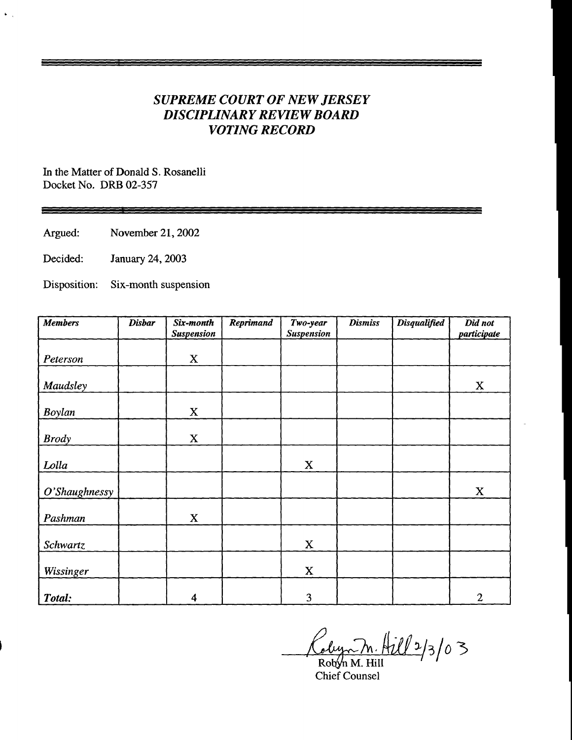# *SUPREME COURT OF NEW JERSEY*
# *DISCIPLINARY REVIEW BOARD*
# *VOTING RECORD*

In the Matter of Donald S. Rosanelli
Docket No. DRB 02-357

Argued: November 21, 2002

Decided: January 24, 2003

Disposition: Six-month suspension

| *Members* | *Disbar* | *Six-month Suspension* | *Reprimand* | *Two-year Suspension* | *Dismiss* | *Disqualified* | *Did not participate* |
|---|---|---|---|---|---|---|---|
| *Peterson* | | X | | | | | |
| *Maudsley* | | | | | | | X |
| *Boylan* | | X | | | | | |
| *Brody* | | X | | | | | |
| *Lolla* | | | | X | | | |
| *O'Shaughnessy* | | | | | | | X |
| *Pashman* | | X | | | | | |
| *Schwartz* | | | | X | | | |
| *Wissinger* | | | | X | | | |
| ***Total:*** | | 4 | | 3 | | | 2 |

Robyn M. Hill 2/3/03
Robyn M. Hill
Chief Counsel